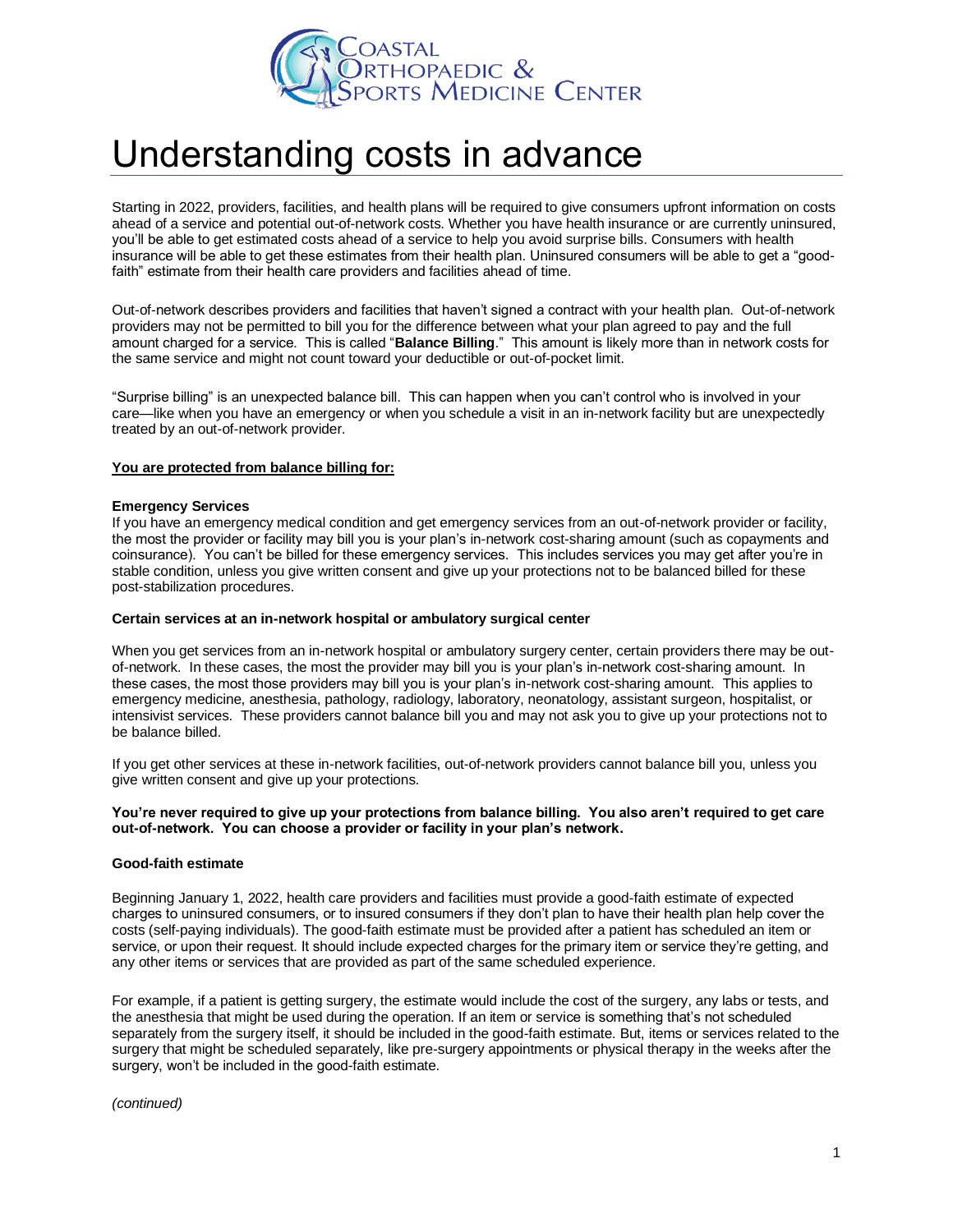Coastal Orthopaedic & Sports Medicine Center

# Understanding costs in advance

Starting in 2022, providers, facilities, and health plans will be required to give consumers upfront information on costs ahead of a service and potential out-of-network costs. Whether you have health insurance or are currently uninsured, you'll be able to get estimated costs ahead of a service to help you avoid surprise bills. Consumers with health insurance will be able to get these estimates from their health plan. Uninsured consumers will be able to get a "good-faith" estimate from their health care providers and facilities ahead of time.

Out-of-network describes providers and facilities that haven't signed a contract with your health plan. Out-of-network providers may not be permitted to bill you for the difference between what your plan agreed to pay and the full amount charged for a service. This is called "**Balance Billing**." This amount is likely more than in network costs for the same service and might not count toward your deductible or out-of-pocket limit.

"Surprise billing" is an unexpected balance bill. This can happen when you can't control who is involved in your care—like when you have an emergency or when you schedule a visit in an in-network facility but are unexpectedly treated by an out-of-network provider.

**<u>You are protected from balance billing for:</u>**

**Emergency Services**
If you have an emergency medical condition and get emergency services from an out-of-network provider or facility, the most the provider or facility may bill you is your plan's in-network cost-sharing amount (such as copayments and coinsurance). You can't be billed for these emergency services. This includes services you may get after you're in stable condition, unless you give written consent and give up your protections not to be balanced billed for these post-stabilization procedures.

**Certain services at an in-network hospital or ambulatory surgical center**

When you get services from an in-network hospital or ambulatory surgery center, certain providers there may be out-of-network. In these cases, the most the provider may bill you is your plan's in-network cost-sharing amount. In these cases, the most those providers may bill you is your plan's in-network cost-sharing amount. This applies to emergency medicine, anesthesia, pathology, radiology, laboratory, neonatology, assistant surgeon, hospitalist, or intensivist services. These providers cannot balance bill you and may not ask you to give up your protections not to be balance billed.

If you get other services at these in-network facilities, out-of-network providers cannot balance bill you, unless you give written consent and give up your protections.

**You're never required to give up your protections from balance billing. You also aren't required to get care out-of-network. You can choose a provider or facility in your plan's network.**

**Good-faith estimate**

Beginning January 1, 2022, health care providers and facilities must provide a good-faith estimate of expected charges to uninsured consumers, or to insured consumers if they don't plan to have their health plan help cover the costs (self-paying individuals). The good-faith estimate must be provided after a patient has scheduled an item or service, or upon their request. It should include expected charges for the primary item or service they're getting, and any other items or services that are provided as part of the same scheduled experience.

For example, if a patient is getting surgery, the estimate would include the cost of the surgery, any labs or tests, and the anesthesia that might be used during the operation. If an item or service is something that's not scheduled separately from the surgery itself, it should be included in the good-faith estimate. But, items or services related to the surgery that might be scheduled separately, like pre-surgery appointments or physical therapy in the weeks after the surgery, won't be included in the good-faith estimate.

*(continued)*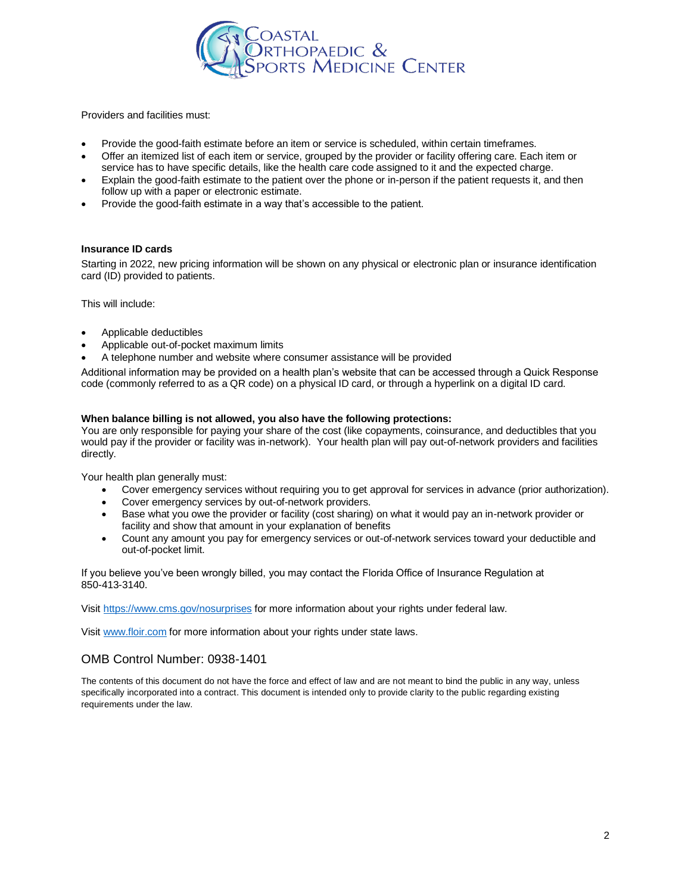Providers and facilities must:

- Provide the good-faith estimate before an item or service is scheduled, within certain timeframes.
- Offer an itemized list of each item or service, grouped by the provider or facility offering care. Each item or service has to have specific details, like the health care code assigned to it and the expected charge.
- Explain the good-faith estimate to the patient over the phone or in-person if the patient requests it, and then follow up with a paper or electronic estimate.
- Provide the good-faith estimate in a way that's accessible to the patient.

**Insurance ID cards**

Starting in 2022, new pricing information will be shown on any physical or electronic plan or insurance identification card (ID) provided to patients.

This will include:

- Applicable deductibles
- Applicable out-of-pocket maximum limits
- A telephone number and website where consumer assistance will be provided

Additional information may be provided on a health plan's website that can be accessed through a Quick Response code (commonly referred to as a QR code) on a physical ID card, or through a hyperlink on a digital ID card.

**When balance billing is not allowed, you also have the following protections:**

You are only responsible for paying your share of the cost (like copayments, coinsurance, and deductibles that you would pay if the provider or facility was in-network). Your health plan will pay out-of-network providers and facilities directly.

Your health plan generally must:

- Cover emergency services without requiring you to get approval for services in advance (prior authorization).
- Cover emergency services by out-of-network providers.
- Base what you owe the provider or facility (cost sharing) on what it would pay an in-network provider or facility and show that amount in your explanation of benefits
- Count any amount you pay for emergency services or out-of-network services toward your deductible and out-of-pocket limit.

If you believe you've been wrongly billed, you may contact the Florida Office of Insurance Regulation at 850-413-3140.

Visit https://www.cms.gov/nosurprises for more information about your rights under federal law.

Visit www.floir.com for more information about your rights under state laws.

OMB Control Number: 0938-1401

The contents of this document do not have the force and effect of law and are not meant to bind the public in any way, unless specifically incorporated into a contract. This document is intended only to provide clarity to the public regarding existing requirements under the law.